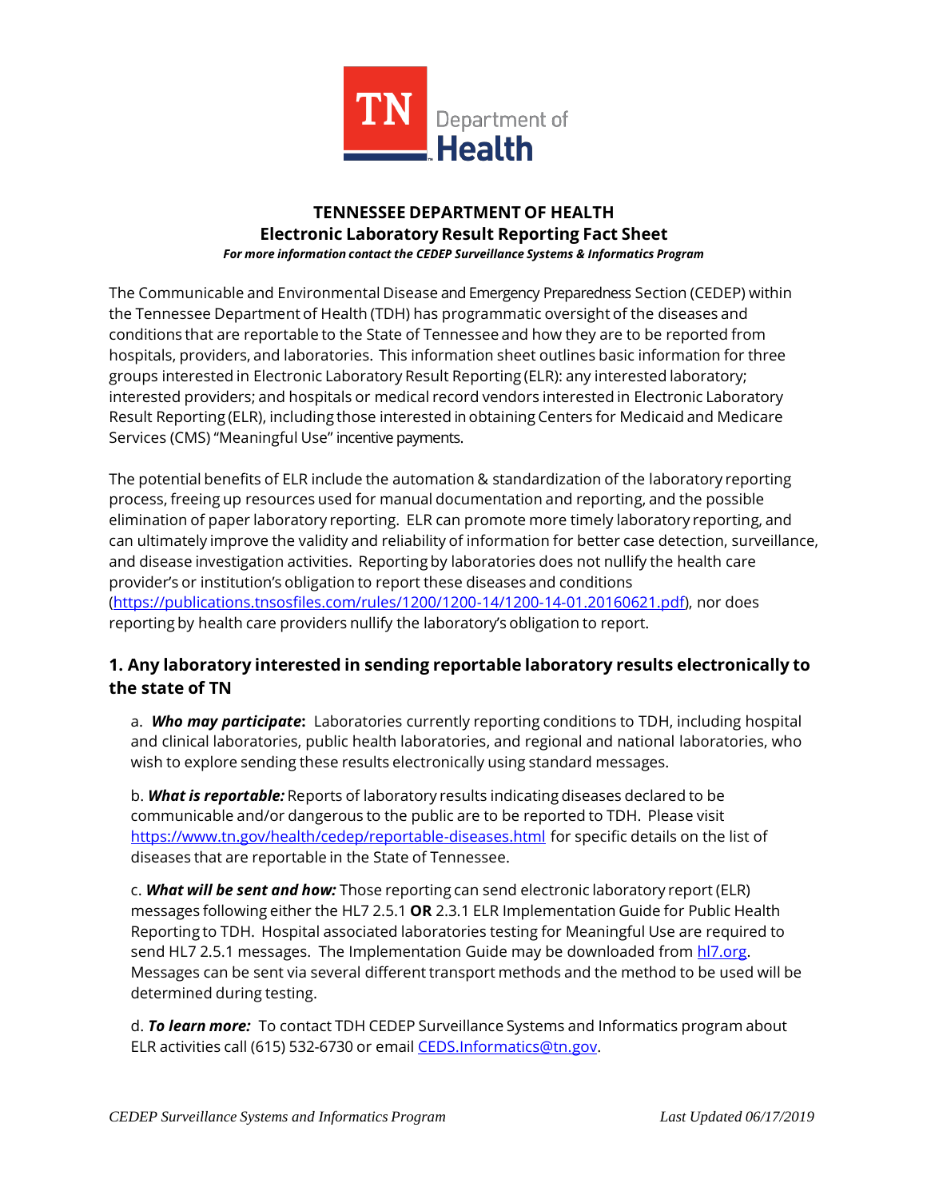# TENNESSEE DEPARTMENT OF HEALTH
## Electronic Laboratory Result Reporting Fact Sheet

***For more information contact the CEDEP Surveillance Systems & Informatics Program***

The Communicable and Environmental Disease and Emergency Preparedness Section (CEDEP) within the Tennessee Department of Health (TDH) has programmatic oversight of the diseases and conditions that are reportable to the State of Tennessee and how they are to be reported from hospitals, providers, and laboratories. This information sheet outlines basic information for three groups interested in Electronic Laboratory Result Reporting (ELR): any interested laboratory; interested providers; and hospitals or medical record vendors interested in Electronic Laboratory Result Reporting (ELR), including those interested in obtaining Centers for Medicaid and Medicare Services (CMS) "Meaningful Use" incentive payments.

The potential benefits of ELR include the automation & standardization of the laboratory reporting process, freeing up resources used for manual documentation and reporting, and the possible elimination of paper laboratory reporting. ELR can promote more timely laboratory reporting, and can ultimately improve the validity and reliability of information for better case detection, surveillance, and disease investigation activities. Reporting by laboratories does not nullify the health care provider's or institution's obligation to report these diseases and conditions (https://publications.tnsosfiles.com/rules/1200/1200-14/1200-14-01.20160621.pdf), nor does reporting by health care providers nullify the laboratory's obligation to report.

### 1. Any laboratory interested in sending reportable laboratory results electronically to the state of TN

a. ***Who may participate*:** Laboratories currently reporting conditions to TDH, including hospital and clinical laboratories, public health laboratories, and regional and national laboratories, who wish to explore sending these results electronically using standard messages.

b. ***What is reportable:*** Reports of laboratory results indicating diseases declared to be communicable and/or dangerous to the public are to be reported to TDH. Please visit https://www.tn.gov/health/cedep/reportable-diseases.html for specific details on the list of diseases that are reportable in the State of Tennessee.

c. ***What will be sent and how:*** Those reporting can send electronic laboratory report (ELR) messages following either the HL7 2.5.1 **OR** 2.3.1 ELR Implementation Guide for Public Health Reporting to TDH. Hospital associated laboratories testing for Meaningful Use are required to send HL7 2.5.1 messages. The Implementation Guide may be downloaded from hl7.org. Messages can be sent via several different transport methods and the method to be used will be determined during testing.

d. ***To learn more:*** To contact TDH CEDEP Surveillance Systems and Informatics program about ELR activities call (615) 532-6730 or email CEDS.Informatics@tn.gov.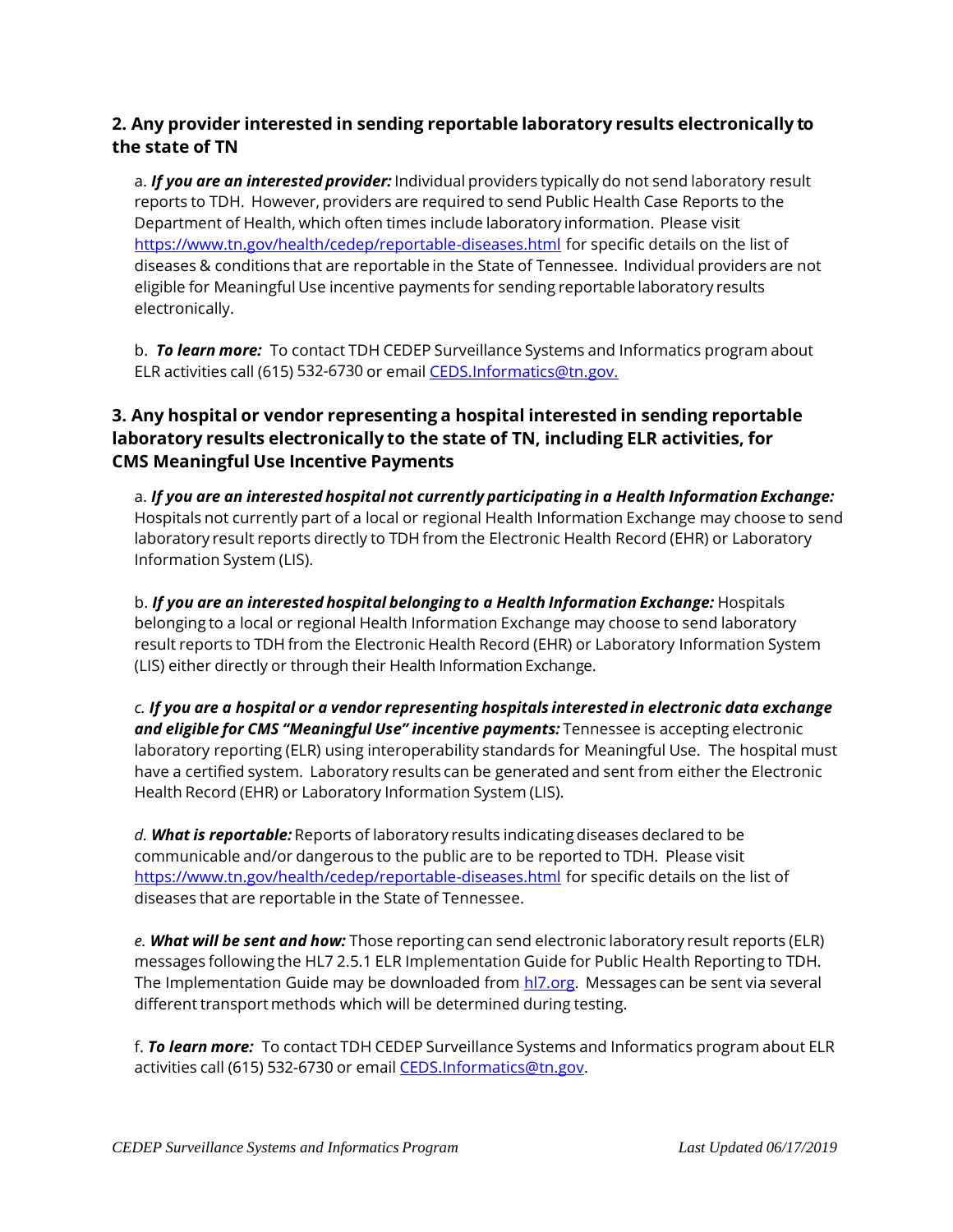## 2. Any provider interested in sending reportable laboratory results electronically to the state of TN

a. ***If you are an interested provider:*** Individual providers typically do not send laboratory result reports to TDH. However, providers are required to send Public Health Case Reports to the Department of Health, which often times include laboratory information. Please visit https://www.tn.gov/health/cedep/reportable-diseases.html for specific details on the list of diseases & conditions that are reportable in the State of Tennessee. Individual providers are not eligible for Meaningful Use incentive payments for sending reportable laboratory results electronically.

b. ***To learn more:*** To contact TDH CEDEP Surveillance Systems and Informatics program about ELR activities call (615) 532-6730 or email CEDS.Informatics@tn.gov.

## 3. Any hospital or vendor representing a hospital interested in sending reportable laboratory results electronically to the state of TN, including ELR activities, for CMS Meaningful Use Incentive Payments

a. ***If you are an interested hospital not currently participating in a Health Information Exchange:*** Hospitals not currently part of a local or regional Health Information Exchange may choose to send laboratory result reports directly to TDH from the Electronic Health Record (EHR) or Laboratory Information System (LIS).

b. ***If you are an interested hospital belonging to a Health Information Exchange:*** Hospitals belonging to a local or regional Health Information Exchange may choose to send laboratory result reports to TDH from the Electronic Health Record (EHR) or Laboratory Information System (LIS) either directly or through their Health Information Exchange.

*c.* ***If you are a hospital or a vendor representing hospitals interested in electronic data exchange and eligible for CMS "Meaningful Use" incentive payments:*** Tennessee is accepting electronic laboratory reporting (ELR) using interoperability standards for Meaningful Use. The hospital must have a certified system. Laboratory results can be generated and sent from either the Electronic Health Record (EHR) or Laboratory Information System (LIS).

*d.* ***What is reportable:*** Reports of laboratory results indicating diseases declared to be communicable and/or dangerous to the public are to be reported to TDH. Please visit https://www.tn.gov/health/cedep/reportable-diseases.html for specific details on the list of diseases that are reportable in the State of Tennessee.

*e.* ***What will be sent and how:*** Those reporting can send electronic laboratory result reports (ELR) messages following the HL7 2.5.1 ELR Implementation Guide for Public Health Reporting to TDH. The Implementation Guide may be downloaded from hl7.org. Messages can be sent via several different transport methods which will be determined during testing.

f. ***To learn more:*** To contact TDH CEDEP Surveillance Systems and Informatics program about ELR activities call (615) 532-6730 or email CEDS.Informatics@tn.gov.

*CEDEP Surveillance Systems and Informatics Program* *Last Updated 06/17/2019*